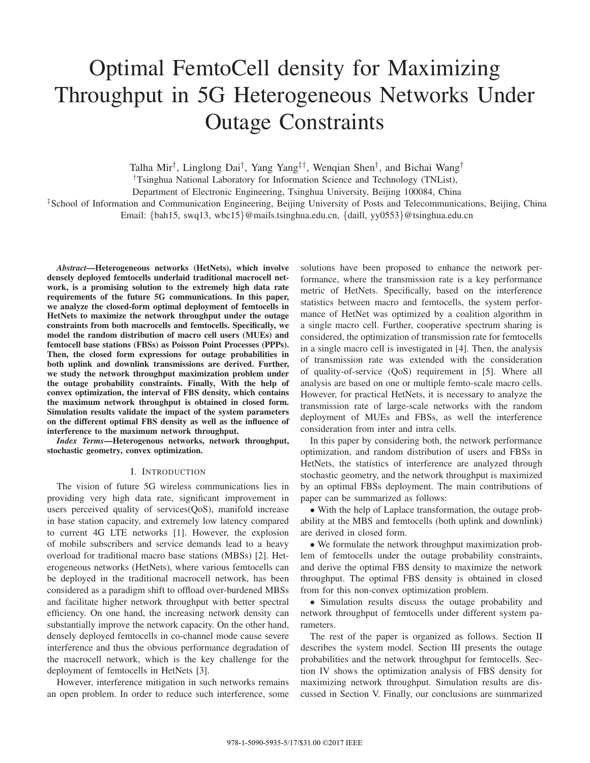# Optimal FemtoCell density for Maximizing Throughput in 5G Heterogeneous Networks Under Outage Constraints

Talha Mir[†], Linglong Dai[†], Yang Yang[‡†], Wenqian Shen[†], and Bichai Wang[†]

[†]Tsinghua National Laboratory for Information Science and Technology (TNList),
Department of Electronic Engineering, Tsinghua University, Beijing 100084, China

[‡]School of Information and Communication Engineering, Beijing University of Posts and Telecommunications, Beijing, China

Email: {bah15, swq13, wbc15}@mails.tsinghua.edu.cn, {daill, yy0553}@tsinghua.edu.cn

***Abstract*—Heterogeneous networks (HetNets), which involve densely deployed femtocells underlaid traditional macrocell network, is a promising solution to the extremely high data rate requirements of the future 5G communications. In this paper, we analyze the closed-form optimal deployment of femtocells in HetNets to maximize the network throughput under the outage constraints from both macrocells and femtocells. Specifically, we model the random distribution of macro cell users (MUEs) and femtocell base stations (FBSs) as Poisson Point Processes (PPPs). Then, the closed form expressions for outage probabilities in both uplink and downlink transmissions are derived. Further, we study the network throughput maximization problem under the outage probability constraints. Finally, With the help of convex optimization, the interval of FBS density, which contains the maximum network throughput is obtained in closed form. Simulation results validate the impact of the system parameters on the different optimal FBS density as well as the influence of interference to the maximum network throughput.**

***Index Terms*—Heterogenous networks, network throughput, stochastic geometry, convex optimization.**

## I. Introduction

The vision of future 5G wireless communications lies in providing very high data rate, significant improvement in users perceived quality of services(QoS), manifold increase in base station capacity, and extremely low latency compared to current 4G LTE networks [1]. However, the explosion of mobile subscribers and service demands lead to a heavy overload for traditional macro base stations (MBSs) [2]. Heterogeneous networks (HetNets), where various femtocells can be deployed in the traditional macrocell network, has been considered as a paradigm shift to offload over-burdened MBSs and facilitate higher network throughput with better spectral efficiency. On one hand, the increasing network density can substantially improve the network capacity. On the other hand, densely deployed femtocells in co-channel mode cause severe interference and thus the obvious performance degradation of the macrocell network, which is the key challenge for the deployment of femtocells in HetNets [3].

However, interference mitigation in such networks remains an open problem. In order to reduce such interference, some solutions have been proposed to enhance the network performance, where the transmission rate is a key performance metric of HetNets. Specifically, based on the interference statistics between macro and femtocells, the system performance of HetNet was optimized by a coalition algorithm in a single macro cell. Further, cooperative spectrum sharing is considered, the optimization of transmission rate for femtocells in a single macro cell is investigated in [4]. Then, the analysis of transmission rate was extended with the consideration of quality-of-service (QoS) requirement in [5]. Where all analysis are based on one or multiple femto-scale macro cells. However, for practical HetNets, it is necessary to analyze the transmission rate of large-scale networks with the random deployment of MUEs and FBSs, as well the interference consideration from inter and intra cells.

In this paper by considering both, the network performance optimization, and random distribution of users and FBSs in HetNets, the statistics of interference are analyzed through stochastic geometry, and the network throughput is maximized by an optimal FBSs deployment. The main contributions of paper can be summarized as follows:

• With the help of Laplace transformation, the outage probability at the MBS and femtocells (both uplink and downlink) are derived in closed form.

• We formulate the network throughput maximization problem of femtocells under the outage probability constraints, and derive the optimal FBS density to maximize the network throughput. The optimal FBS density is obtained in closed from for this non-convex optimization problem.

• Simulation results discuss the outage probability and network throughput of femtocells under different system parameters.

The rest of the paper is organized as follows. Section II describes the system model. Section III presents the outage probabilities and the network throughput for femtocells. Section IV shows the optimization analysis of FBS density for maximizing network throughput. Simulation results are discussed in Section V. Finally, our conclusions are summarized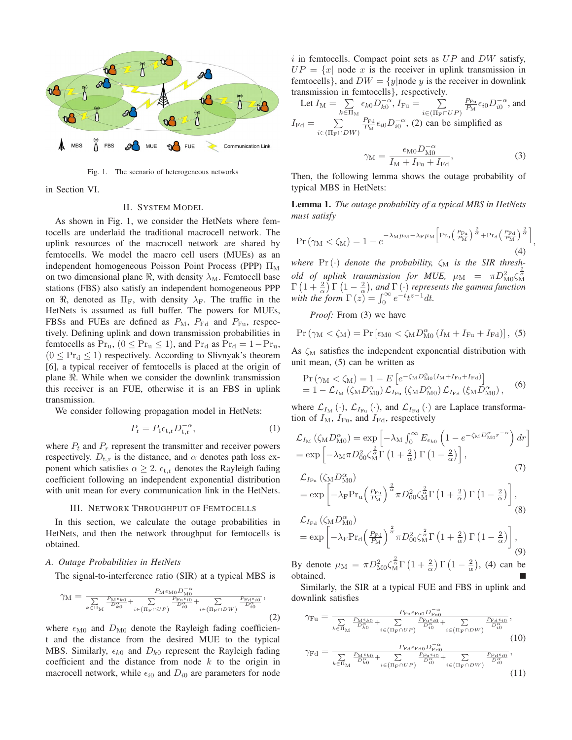Fig. 1. The scenario of heterogeneous networks

in Section VI.

## II. System Model

As shown in Fig. 1, we consider the HetNets where femtocells are underlaid the traditional macrocell network. The uplink resources of the macrocell network are shared by femtocells. We model the macro cell users (MUEs) as an independent homogeneous Poisson Point Process (PPP) $\Pi_{\rm M}$ on two dimensional plane $\Re$, with density $\lambda_{\rm M}$. Femtocell base stations (FBS) also satisfy an independent homogeneous PPP on $\Re$, denoted as $\Pi_{\rm F}$, with density $\lambda_{\rm F}$. The traffic in the HetNets is assumed as full buffer. The powers for MUEs, FBSs and FUEs are defined as $P_{\rm M}$, $P_{\rm Fd}$ and $P_{\rm Fu}$, respectively. Defining uplink and down transmission probabilities in femtocells as ${\rm Pr_u}$, $(0 \le {\rm Pr_u} \le 1)$, and ${\rm Pr_d}$ as ${\rm Pr_d} = 1 - {\rm Pr_u}$, $(0 \le {\rm Pr_d} \le 1)$ respectively. According to Slivnyak's theorem [6], a typical receiver of femtocells is placed at the origin of plane $\Re$. While when we consider the downlink transmission this receiver is an FUE, otherwise it is an FBS in uplink transmission.

We consider following propagation model in HetNets:

$$P_{\rm r} = P_{\rm t}\epsilon_{\rm t,r}D_{\rm t,r}^{-\alpha}, \tag{1}$$

where $P_t$ and $P_r$ represent the transmitter and receiver powers respectively. $D_{\rm t,r}$ is the distance, and $\alpha$ denotes path loss exponent which satisfies $\alpha \ge 2$. $\epsilon_{\rm t,r}$ denotes the Rayleigh fading coefficient following an independent exponential distribution with unit mean for every communication link in the HetNets.

## III. Network Throughput of Femtocells

In this section, we calculate the outage probabilities in HetNets, and then the network throughput for femtocells is obtained.

### A. Outage Probabilities in HetNets

The signal-to-interference ratio (SIR) at a typical MBS is

$$\gamma_{\rm M} = \frac{P_{\rm M}\epsilon_{\rm M0}D_{\rm M0}^{-\alpha}}{\sum\limits_{k\in\Pi_{\rm M}} \frac{P_{\rm M}\epsilon_{k0}}{D_{k0}^{\alpha}} + \sum\limits_{i\in(\Pi_{\rm F}\cap UP)} \frac{P_{\rm Fu}\epsilon_{i0}}{D_{i0}^{\alpha}} + \sum\limits_{i\in(\Pi_{\rm F}\cap DW)} \frac{P_{\rm Fd}\epsilon_{i0}}{D_{i0}^{\alpha}}}, \tag{2}$$

where $\epsilon_{\rm M0}$ and $D_{\rm M0}$ denote the Rayleigh fading coefficient and the distance from the desired MUE to the typical MBS. Similarly, $\epsilon_{k0}$ and $D_{k0}$ represent the Rayleigh fading coefficient and the distance from node $k$ to the origin in macrocell network, while $\epsilon_{i0}$ and $D_{i0}$ are parameters for node $i$ in femtocells. Compact point sets as $UP$ and $DW$ satisfy, $UP = \{x|$ node $x$ is the receiver in uplink transmission in femtocells$\}$, and $DW = \{y|$node $y$ is the receiver in downlink transmission in femtocells$\}$, respectively.

Let $I_{\rm M} = \sum\limits_{k\in\Pi_{\rm M}} \epsilon_{k0}D_{k0}^{-\alpha}$, $I_{\rm Fu} = \sum\limits_{i\in(\Pi_{\rm F}\cap UP)} \frac{P_{\rm Fu}}{P_{\rm M}}\epsilon_{i0}D_{i0}^{-\alpha}$, and $I_{\rm Fd} = \sum\limits_{i\in(\Pi_{\rm F}\cap DW)} \frac{P_{\rm Fd}}{P_{\rm M}}\epsilon_{i0}D_{i0}^{-\alpha}$, (2) can be simplified as

$$\gamma_{\rm M} = \frac{\epsilon_{\rm M0}D_{\rm M0}^{-\alpha}}{I_{\rm M} + I_{\rm Fu} + I_{\rm Fd}}, \tag{3}$$

Then, the following lemma shows the outage probability of typical MBS in HetNets:

**Lemma 1.** *The outage probability of a typical MBS in HetNets must satisfy*

$$\Pr\left(\gamma_{\rm M} < \zeta_{\rm M}\right) = 1 - e^{-\lambda_{\rm M}\mu_{\rm M} - \lambda_{\rm F}\mu_{\rm M}\left[{\rm Pr_u}\left(\frac{P_{\rm Fu}}{P_{\rm M}}\right)^{\frac{2}{\alpha}} + {\rm Pr_d}\left(\frac{P_{\rm Fd}}{P_{\rm M}}\right)^{\frac{2}{\alpha}}\right]}, \tag{4}$$

*where* $\Pr(\cdot)$ *denote the probability,* $\zeta_{\rm M}$ *is the SIR threshold of uplink transmission for MUE,* $\mu_{\rm M} = \pi D_{\rm M0}^2 \zeta_{\rm M}^{\frac{2}{\alpha}} \Gamma\left(1+\frac{2}{\alpha}\right)\Gamma\left(1-\frac{2}{\alpha}\right)$*, and* $\Gamma(\cdot)$ *represents the gamma function with the form* $\Gamma(z) = \int_0^\infty e^{-t}t^{z-1}dt$*.*

*Proof:* From (3) we have

$$\Pr\left(\gamma_{\rm M} < \zeta_{\rm M}\right) = \Pr\left[\epsilon_{\rm M0} < \zeta_{\rm M}D_{\rm M0}^{\alpha}\left(I_{\rm M} + I_{\rm Fu} + I_{\rm Fd}\right)\right], \tag{5}$$

As $\zeta_{\rm M}$ satisfies the independent exponential distribution with unit mean, (5) can be written as

$$\begin{aligned} \Pr\left(\gamma_{\rm M} < \zeta_{\rm M}\right) &= 1 - E\left[e^{-\zeta_{\rm M}D_{\rm M0}^{\alpha}(I_{\rm M}+I_{\rm Fu}+I_{\rm Fd})}\right] \\ &= 1 - \mathcal{L}_{I_{\rm M}}\left(\zeta_{\rm M}D_{\rm M0}^{\alpha}\right)\mathcal{L}_{I_{\rm Fu}}\left(\zeta_{\rm M}D_{\rm M0}^{\alpha}\right)\mathcal{L}_{I_{\rm Fd}}\left(\xi_{\rm M}D_{\rm M0}^{\alpha}\right), \end{aligned} \tag{6}$$

where $\mathcal{L}_{I_{\rm M}}(\cdot)$, $\mathcal{L}_{I_{\rm Fu}}(\cdot)$, and $\mathcal{L}_{I_{\rm Fd}}(\cdot)$ are Laplace transformation of $I_{\rm M}$, $I_{\rm Fu}$, and $I_{\rm Fd}$, respectively

$$\begin{aligned} \mathcal{L}_{I_{\rm M}}\left(\zeta_{\rm M}D_{\rm M0}^{\alpha}\right) &= \exp\left[-\lambda_{\rm M}\int_0^\infty E_{\epsilon_{k0}}\left(1 - e^{-\zeta_{\rm M}D_{\rm M0}^{\alpha}r^{-\alpha}}\right)dr\right] \\ &= \exp\left[-\lambda_{\rm M}\pi D_{00}^2 \zeta_{\rm M}^{\frac{2}{\alpha}}\Gamma\left(1+\frac{2}{\alpha}\right)\Gamma\left(1-\frac{2}{\alpha}\right)\right], \end{aligned} \tag{7}$$

$$\begin{aligned} &\mathcal{L}_{I_{\rm Fu}}\left(\zeta_{\rm M}D_{\rm M0}^{\alpha}\right) \\ &= \exp\left[-\lambda_{\rm F}{\rm Pr_u}\left(\frac{P_{\rm Fu}}{P_{\rm M}}\right)^{\frac{2}{\alpha}}\pi D_{00}^2\zeta_{\rm M}^{\frac{2}{\alpha}}\Gamma\left(1+\frac{2}{\alpha}\right)\Gamma\left(1-\frac{2}{\alpha}\right)\right], \end{aligned} \tag{8}$$

$$\begin{aligned} &\mathcal{L}_{I_{\rm Fd}}\left(\zeta_{\rm M}D_{\rm M0}^{\alpha}\right) \\ &= \exp\left[-\lambda_{\rm F}{\rm Pr_d}\left(\frac{P_{\rm Fd}}{P_{\rm M}}\right)^{\frac{2}{\alpha}}\pi D_{00}^2\zeta_{\rm M}^{\frac{2}{\alpha}}\Gamma\left(1+\frac{2}{\alpha}\right)\Gamma\left(1-\frac{2}{\alpha}\right)\right], \end{aligned} \tag{9}$$

By denote $\mu_{\rm M} = \pi D_{\rm M0}^2\zeta_{\rm M}^{\frac{2}{\alpha}}\Gamma\left(1+\frac{2}{\alpha}\right)\Gamma\left(1-\frac{2}{\alpha}\right)$, (4) can be obtained. ■

Similarly, the SIR at a typical FUE and FBS in uplink and downlink satisfies

$$\gamma_{\rm Fu} = \frac{P_{\rm Fu}\epsilon_{\rm Fu0}D_{\rm Fu0}^{-\alpha}}{\sum\limits_{k\in\Pi_{\rm M}} \frac{P_{\rm M}\epsilon_{k0}}{D_{k0}^{\alpha}} + \sum\limits_{i\in(\Pi_{\rm F}\cap UP)} \frac{P_{\rm Fu}\epsilon_{i0}}{D_{i0}^{\alpha}} + \sum\limits_{i\in(\Pi_{\rm F}\cap DW)} \frac{P_{\rm Fd}\epsilon_{i0}}{D_{i0}^{\alpha}}}, \tag{10}$$

$$\gamma_{\rm Fd} = \frac{P_{\rm Fd}\epsilon_{\rm Fd0}D_{\rm Fd0}^{-\alpha}}{\sum\limits_{k\in\Pi_{\rm M}} \frac{P_{\rm M}\epsilon_{k0}}{D_{k0}^{\alpha}} + \sum\limits_{i\in(\Pi_{\rm F}\cap UP)} \frac{P_{\rm Fu}\epsilon_{i0}}{D_{i0}^{\alpha}} + \sum\limits_{i\in(\Pi_{\rm F}\cap DW)} \frac{P_{\rm Fd}\epsilon_{i0}}{D_{i0}^{\alpha}}}, \tag{11}$$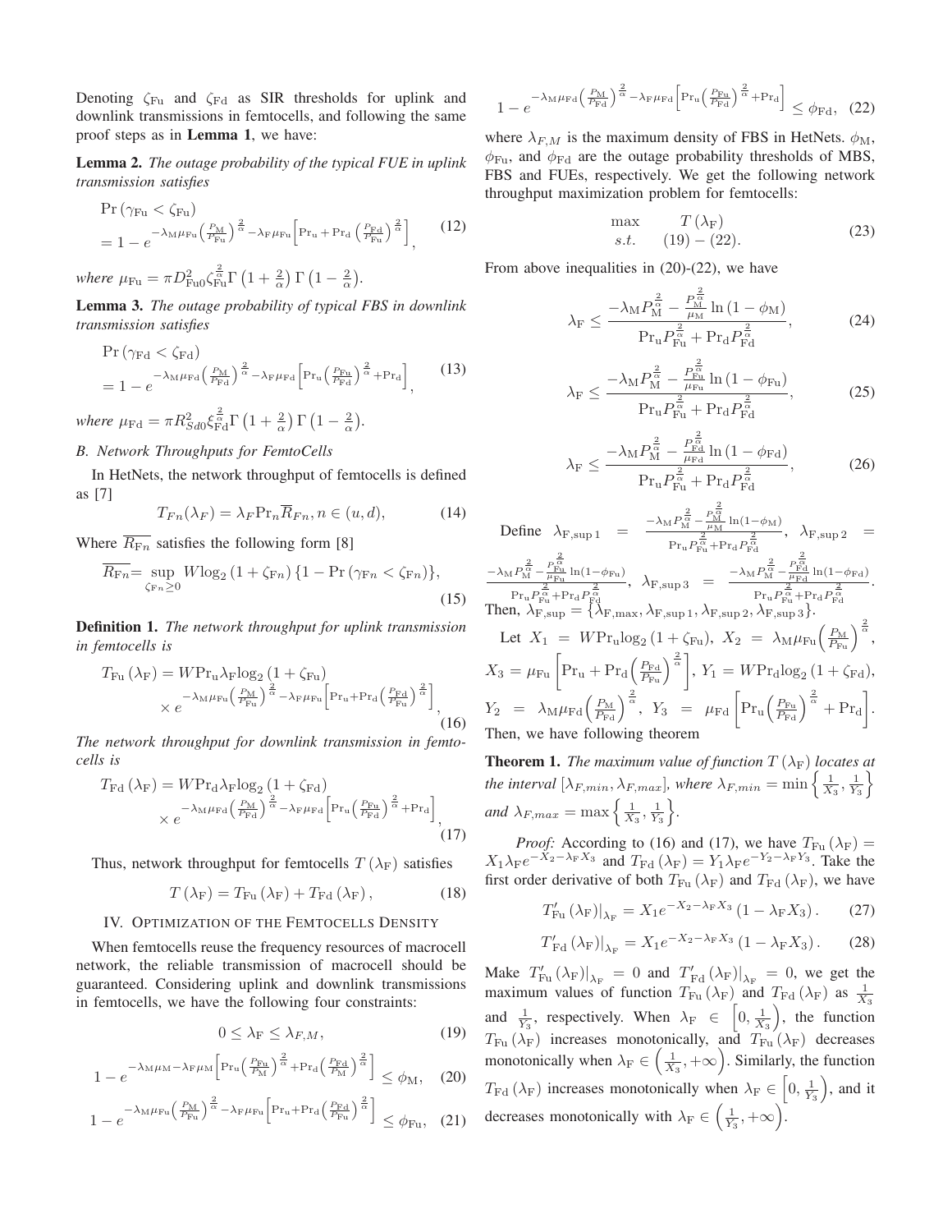Denoting $\zeta_{\rm Fu}$ and $\zeta_{\rm Fd}$ as SIR thresholds for uplink and downlink transmissions in femtocells, and following the same proof steps as in **Lemma 1**, we have:

**Lemma 2.** *The outage probability of the typical FUE in uplink transmission satisfies*

$$\begin{aligned}
&\Pr\left(\gamma_{\rm Fu} < \zeta_{\rm Fu}\right) \\
&= 1 - e^{-\lambda_{\rm M}\mu_{\rm Fu}\left(\frac{P_{\rm M}}{P_{\rm Fu}}\right)^{\frac{2}{\alpha}} - \lambda_{\rm F}\mu_{\rm Fu}\left[\Pr_{\rm u} + \Pr_{\rm d}\left(\frac{P_{\rm Fd}}{P_{\rm Fu}}\right)^{\frac{2}{\alpha}}\right]},
\end{aligned} \tag{12}$$

*where* $\mu_{\rm Fu} = \pi D_{\rm Fu0}^2 \zeta_{\rm Fu}^{\frac{2}{\alpha}} \Gamma\left(1+\frac{2}{\alpha}\right)\Gamma\left(1-\frac{2}{\alpha}\right)$.

**Lemma 3.** *The outage probability of typical FBS in downlink transmission satisfies*

$$\begin{aligned}
&\Pr\left(\gamma_{\rm Fd} < \zeta_{\rm Fd}\right) \\
&= 1 - e^{-\lambda_{\rm M}\mu_{\rm Fd}\left(\frac{P_{\rm M}}{P_{\rm Fd}}\right)^{\frac{2}{\alpha}} - \lambda_{\rm F}\mu_{\rm Fd}\left[\Pr_{\rm u}\left(\frac{P_{\rm Fu}}{P_{\rm Fd}}\right)^{\frac{2}{\alpha}} + \Pr_{\rm d}\right]},
\end{aligned} \tag{13}$$

*where* $\mu_{\rm Fd} = \pi R_{Sd0}^2 \xi_{\rm Fd}^{\frac{2}{\alpha}} \Gamma\left(1+\frac{2}{\alpha}\right)\Gamma\left(1-\frac{2}{\alpha}\right)$.

### *B. Network Throughputs for FemtoCells*

In HetNets, the network throughput of femtocells is defined as [7]

$$T_{Fn}(\lambda_F) = \lambda_F \Pr_n \overline{R}_{Fn}, n \in (u,d), \tag{14}$$

Where $\overline{R_{Fn}}$ satisfies the following form [8]

$$\overline{R_{\rm F\it n}} = \sup_{\zeta_{{\rm F}n} \geq 0} W\log_2\left(1+\zeta_{{\rm F}n}\right)\{1 - \Pr\left(\gamma_{{\rm F}n} < \zeta_{{\rm F}n}\right)\}, \tag{15}$$

**Definition 1.** *The network throughput for uplink transmission in femtocells is*

$$\begin{aligned}
T_{\rm Fu}\left(\lambda_{\rm F}\right) &= W\Pr_{\rm u}\lambda_{\rm F}\log_2\left(1+\zeta_{\rm Fu}\right) \\
&\times e^{-\lambda_{\rm M}\mu_{\rm Fu}\left(\frac{P_{\rm M}}{P_{\rm Fu}}\right)^{\frac{2}{\alpha}} - \lambda_{\rm F}\mu_{\rm Fu}\left[\Pr_{\rm u} + \Pr_{\rm d}\left(\frac{P_{\rm Fd}}{P_{\rm Fu}}\right)^{\frac{2}{\alpha}}\right]},
\end{aligned} \tag{16}$$

*The network throughput for downlink transmission in femtocells is*

$$\begin{aligned}
T_{\rm Fd}\left(\lambda_{\rm F}\right) &= W\Pr_{\rm d}\lambda_{\rm F}\log_2\left(1+\zeta_{\rm Fd}\right) \\
&\times e^{-\lambda_{\rm M}\mu_{\rm Fd}\left(\frac{P_{\rm M}}{P_{\rm Fd}}\right)^{\frac{2}{\alpha}} - \lambda_{\rm F}\mu_{\rm Fd}\left[\Pr_{\rm u}\left(\frac{P_{\rm Fu}}{P_{\rm Fd}}\right)^{\frac{2}{\alpha}} + \Pr_{\rm d}\right]},
\end{aligned} \tag{17}$$

Thus, network throughput for femtocells $T\left(\lambda_{\rm F}\right)$ satisfies

$$T\left(\lambda_{\rm F}\right) = T_{\rm Fu}\left(\lambda_{\rm F}\right) + T_{\rm Fd}\left(\lambda_{\rm F}\right), \tag{18}$$

## IV. Optimization of the Femtocells Density

When femtocells reuse the frequency resources of macrocell network, the reliable transmission of macrocell should be guaranteed. Considering uplink and downlink transmissions in femtocells, we have the following four constraints:

$$0 \leq \lambda_{\rm F} \leq \lambda_{F,M}, \tag{19}$$

$$1 - e^{-\lambda_{\rm M}\mu_{\rm M} - \lambda_{\rm F}\mu_{\rm M}\left[\Pr_{\rm u}\left(\frac{P_{\rm Fu}}{P_{\rm M}}\right)^{\frac{2}{\alpha}} + \Pr_{\rm d}\left(\frac{P_{\rm Fd}}{P_{\rm M}}\right)^{\frac{2}{\alpha}}\right]} \leq \phi_{\rm M}, \tag{20}$$

$$1 - e^{-\lambda_{\rm M}\mu_{\rm Fu}\left(\frac{P_{\rm M}}{P_{\rm Fu}}\right)^{\frac{2}{\alpha}} - \lambda_{\rm F}\mu_{\rm Fu}\left[\Pr_{\rm u} + \Pr_{\rm d}\left(\frac{P_{\rm Fd}}{P_{\rm Fu}}\right)^{\frac{2}{\alpha}}\right]} \leq \phi_{\rm Fu}, \tag{21}$$

$$1 - e^{-\lambda_{\rm M}\mu_{\rm Fd}\left(\frac{P_{\rm M}}{P_{\rm Fd}}\right)^{\frac{2}{\alpha}} - \lambda_{\rm F}\mu_{\rm Fd}\left[\Pr_{\rm u}\left(\frac{P_{\rm Fu}}{P_{\rm Fd}}\right)^{\frac{2}{\alpha}} + \Pr_{\rm d}\right]} \leq \phi_{\rm Fd}, \tag{22}$$

where $\lambda_{F,M}$ is the maximum density of FBS in HetNets. $\phi_{\rm M}$, $\phi_{\rm Fu}$, and $\phi_{\rm Fd}$ are the outage probability thresholds of MBS, FBS and FUEs, respectively. We get the following network throughput maximization problem for femtocells:

$$\begin{aligned}
\max \quad & T\left(\lambda_{\rm F}\right) \\
s.t. \quad & (19) - (22).
\end{aligned} \tag{23}$$

From above inequalities in (20)-(22), we have

$$\lambda_{\rm F} \leq \frac{-\lambda_{\rm M}P_{\rm M}^{\frac{2}{\alpha}} - \frac{P_{\rm M}^{\frac{2}{\alpha}}}{\mu_{\rm M}}\ln\left(1-\phi_{\rm M}\right)}{\Pr_{\rm u}P_{\rm Fu}^{\frac{2}{\alpha}} + \Pr_{\rm d}P_{\rm Fd}^{\frac{2}{\alpha}}}, \tag{24}$$

$$\lambda_{\rm F} \leq \frac{-\lambda_{\rm M}P_{\rm M}^{\frac{2}{\alpha}} - \frac{P_{\rm Fu}^{\frac{2}{\alpha}}}{\mu_{\rm Fu}}\ln\left(1-\phi_{\rm Fu}\right)}{\Pr_{\rm u}P_{\rm Fu}^{\frac{2}{\alpha}} + \Pr_{\rm d}P_{\rm Fd}^{\frac{2}{\alpha}}}, \tag{25}$$

$$\lambda_{\rm F} \leq \frac{-\lambda_{\rm M}P_{\rm M}^{\frac{2}{\alpha}} - \frac{P_{\rm Fd}^{\frac{2}{\alpha}}}{\mu_{\rm Fd}}\ln\left(1-\phi_{\rm Fd}\right)}{\Pr_{\rm u}P_{\rm Fu}^{\frac{2}{\alpha}} + \Pr_{\rm d}P_{\rm Fd}^{\frac{2}{\alpha}}}, \tag{26}$$

Define $\lambda_{\rm F,sup\,1} = \frac{-\lambda_{\rm M}P_{\rm M}^{\frac{2}{\alpha}} - \frac{P_{\rm M}^{\frac{2}{\alpha}}}{\mu_{\rm M}}\ln(1-\phi_{\rm M})}{\Pr_{\rm u}P_{\rm Fu}^{\frac{2}{\alpha}} + \Pr_{\rm d}P_{\rm Fd}^{\frac{2}{\alpha}}}$, $\lambda_{\rm F,sup\,2} = \frac{-\lambda_{\rm M}P_{\rm M}^{\frac{2}{\alpha}} - \frac{P_{\rm Fu}^{\frac{2}{\alpha}}}{\mu_{\rm Fu}}\ln(1-\phi_{\rm Fu})}{\Pr_{\rm u}P_{\rm Fu}^{\frac{2}{\alpha}} + \Pr_{\rm d}P_{\rm Fd}^{\frac{2}{\alpha}}}$, $\lambda_{\rm F,sup\,3} = \frac{-\lambda_{\rm M}P_{\rm M}^{\frac{2}{\alpha}} - \frac{P_{\rm Fd}^{\frac{2}{\alpha}}}{\mu_{\rm Fd}}\ln(1-\phi_{\rm Fd})}{\Pr_{\rm u}P_{\rm Fu}^{\frac{2}{\alpha}} + \Pr_{\rm d}P_{\rm Fd}^{\frac{2}{\alpha}}}$. Then, $\lambda_{\rm F,sup} = \{\lambda_{\rm F,max}, \lambda_{\rm F,sup\,1}, \lambda_{\rm F,sup\,2}, \lambda_{\rm F,sup\,3}\}$.

Let $X_1 = W\Pr_{\rm u}\log_2\left(1+\zeta_{\rm Fu}\right)$, $X_2 = \lambda_{\rm M}\mu_{\rm Fu}\left(\frac{P_{\rm M}}{P_{\rm Fu}}\right)^{\frac{2}{\alpha}}$, $X_3 = \mu_{\rm Fu}\left[\Pr_{\rm u} + \Pr_{\rm d}\left(\frac{P_{\rm Fd}}{P_{\rm Fu}}\right)^{\frac{2}{\alpha}}\right]$, $Y_1 = W\Pr_{\rm d}\log_2\left(1+\zeta_{\rm Fd}\right)$, $Y_2 = \lambda_{\rm M}\mu_{\rm Fd}\left(\frac{P_{\rm M}}{P_{\rm Fd}}\right)^{\frac{2}{\alpha}}$, $Y_3 = \mu_{\rm Fd}\left[\Pr_{\rm u}\left(\frac{P_{\rm Fu}}{P_{\rm Fd}}\right)^{\frac{2}{\alpha}} + \Pr_{\rm d}\right]$. Then, we have following theorem

**Theorem 1.** *The maximum value of function $T\left(\lambda_{\rm F}\right)$ locates at the interval $[\lambda_{F,min}, \lambda_{F,max}]$, where $\lambda_{F,min} = \min\left\{\frac{1}{X_3}, \frac{1}{Y_3}\right\}$ and $\lambda_{F,max} = \max\left\{\frac{1}{X_3}, \frac{1}{Y_3}\right\}$.*

*Proof:* According to (16) and (17), we have $T_{\rm Fu}\left(\lambda_{\rm F}\right) = X_1\lambda_{\rm F}e^{-X_2-\lambda_{\rm F}X_3}$ and $T_{\rm Fd}\left(\lambda_{\rm F}\right) = Y_1\lambda_{\rm F}e^{-Y_2-\lambda_{\rm F}Y_3}$. Take the first order derivative of both $T_{\rm Fu}\left(\lambda_{\rm F}\right)$ and $T_{\rm Fd}\left(\lambda_{\rm F}\right)$, we have

$$T'_{\rm Fu}\left(\lambda_{\rm F}\right)\big|_{\lambda_{\rm F}} = X_1 e^{-X_2-\lambda_{\rm F}X_3}\left(1-\lambda_{\rm F}X_3\right). \tag{27}$$

$$T'_{\rm Fd}\left(\lambda_{\rm F}\right)\big|_{\lambda_{\rm F}} = X_1 e^{-X_2-\lambda_{\rm F}X_3}\left(1-\lambda_{\rm F}X_3\right). \tag{28}$$

Make $T'_{\rm Fu}\left(\lambda_{\rm F}\right)\big|_{\lambda_{\rm F}} = 0$ and $T'_{\rm Fd}\left(\lambda_{\rm F}\right)\big|_{\lambda_{\rm F}} = 0$, we get the maximum values of function $T_{\rm Fu}\left(\lambda_{\rm F}\right)$ and $T_{\rm Fd}\left(\lambda_{\rm F}\right)$ as $\frac{1}{X_3}$ and $\frac{1}{Y_3}$, respectively. When $\lambda_{\rm F} \in \left[0, \frac{1}{X_3}\right)$, the function $T_{\rm Fu}\left(\lambda_{\rm F}\right)$ increases monotonically, and $T_{\rm Fu}\left(\lambda_{\rm F}\right)$ decreases monotonically when $\lambda_{\rm F} \in \left(\frac{1}{X_3}, +\infty\right)$. Similarly, the function $T_{\rm Fd}\left(\lambda_{\rm F}\right)$ increases monotonically when $\lambda_{\rm F} \in \left[0, \frac{1}{Y_3}\right)$, and it decreases monotonically with $\lambda_{\rm F} \in \left(\frac{1}{Y_3}, +\infty\right)$.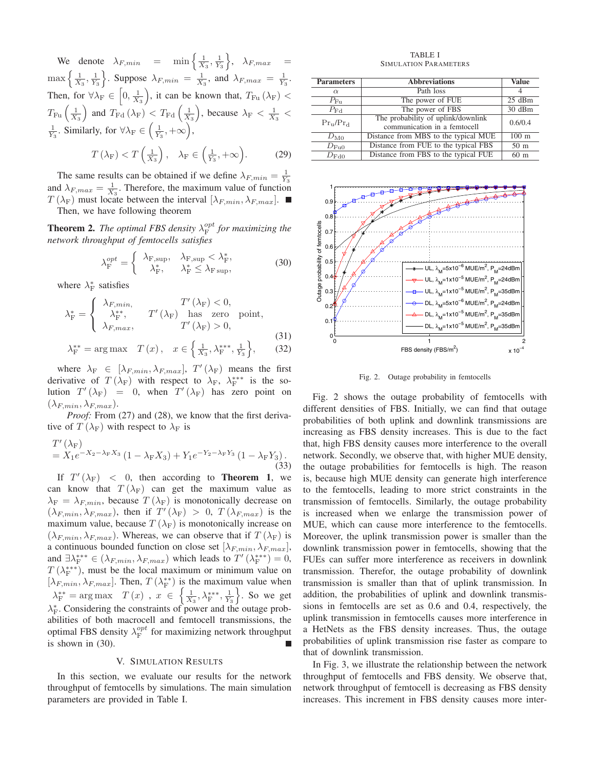We denote $\lambda_{F,min} = \min\left\{\frac{1}{X_3}, \frac{1}{Y_3}\right\}$, $\lambda_{F,max} = \max\left\{\frac{1}{X_3}, \frac{1}{Y_3}\right\}$. Suppose $\lambda_{F,min} = \frac{1}{X_3}$, and $\lambda_{F,max} = \frac{1}{Y_3}$. Then, for $\forall \lambda_{\rm F} \in \left[0, \frac{1}{X_3}\right)$, it can be known that, $T_{\rm Fu}(\lambda_{\rm F}) < T_{\rm Fu}\left(\frac{1}{X_3}\right)$ and $T_{\rm Fd}(\lambda_{\rm F}) < T_{\rm Fd}\left(\frac{1}{X_3}\right)$, because $\lambda_{\rm F} < \frac{1}{X_3} < \frac{1}{Y_3}$. Similarly, for $\forall \lambda_{\rm F} \in \left(\frac{1}{Y_3}, +\infty\right)$,

$$T(\lambda_{\rm F}) < T\left(\frac{1}{X_3}\right), \quad \lambda_{\rm F} \in \left(\frac{1}{Y_3}, +\infty\right). \tag{29}$$

The same results can be obtained if we define $\lambda_{F,min} = \frac{1}{Y_3}$ and $\lambda_{F,max} = \frac{1}{X_3}$. Therefore, the maximum value of function $T(\lambda_{\rm F})$ must locate between the interval $[\lambda_{F,min}, \lambda_{F,max}]$. ∎

Then, we have following theorem

**Theorem 2.** *The optimal FBS density $\lambda_{\rm F}^{opt}$ for maximizing the network throughput of femtocells satisfies*

$$\lambda_{\rm F}^{opt} = \begin{cases} \lambda_{\rm F,sup}, & \lambda_{\rm F,sup} < \lambda_{\rm F}^{*}, \\ \lambda_{\rm F}^{*}, & \lambda_{\rm F}^{*} \le \lambda_{\rm F\,sup}, \end{cases} \tag{30}$$

where $\lambda_{\rm F}^{*}$ satisfies

$$\lambda_{\rm F}^{*} = \begin{cases} \lambda_{F,min}, & T'(\lambda_{\rm F}) < 0, \\ \lambda_{\rm F}^{**}, & T'(\lambda_{\rm F}) \text{ has zero point}, \\ \lambda_{F,max}, & T'(\lambda_{\rm F}) > 0, \end{cases} \tag{31}$$

$$\lambda_{\rm F}^{**} = \arg\max \quad T(x), \quad x \in \left\{\frac{1}{X_3}, \lambda_{\rm F}^{***}, \frac{1}{Y_3}\right\}, \tag{32}$$

where $\lambda_{\rm F} \in [\lambda_{F,min}, \lambda_{F,max}]$, $T'(\lambda_{\rm F})$ means the first derivative of $T(\lambda_{\rm F})$ with respect to $\lambda_{\rm F}$, $\lambda_{\rm F}^{***}$ is the solution $T'(\lambda_{\rm F}) = 0$, when $T'(\lambda_{\rm F})$ has zero point on $(\lambda_{F,min}, \lambda_{F,max})$.

*Proof:* From (27) and (28), we know that the first derivative of $T(\lambda_{\rm F})$ with respect to $\lambda_{\rm F}$ is

$$\begin{aligned} &T'(\lambda_{\rm F}) \\ &= X_1 e^{-X_2 - \lambda_{\rm F} X_3}(1 - \lambda_{\rm F} X_3) + Y_1 e^{-Y_2 - \lambda_{\rm F} Y_3}(1 - \lambda_{\rm F} Y_3). \end{aligned} \tag{33}$$

If $T'(\lambda_{\rm F}) < 0$, then according to **Theorem 1**, we can know that $T(\lambda_{\rm F})$ can get the maximum value as $\lambda_{\rm F} = \lambda_{F,min}$, because $T(\lambda_{\rm F})$ is monotonically decrease on $(\lambda_{F,min}, \lambda_{F,max})$, then if $T'(\lambda_{\rm F}) > 0$, $T(\lambda_{F,max})$ is the maximum value, because $T(\lambda_{\rm F})$ is monotonically increase on $(\lambda_{F,min}, \lambda_{F,max})$. Whereas, we can observe that if $T(\lambda_{\rm F})$ is a continuous bounded function on close set $[\lambda_{F,min}, \lambda_{F,max}]$, and $\exists \lambda_{\rm F}^{***} \in (\lambda_{F,min}, \lambda_{F,max})$ which leads to $T'(\lambda_{\rm F}^{***}) = 0$, $T(\lambda_{\rm F}^{***})$, must be the local maximum or minimum value on $[\lambda_{F,min}, \lambda_{F,max}]$. Then, $T(\lambda_{\rm F}^{**})$ is the maximum value when $\lambda_{\rm F}^{**} = \arg\max \quad T(x)$, $x \in \left\{\frac{1}{X_3}, \lambda_{\rm F}^{***}, \frac{1}{Y_3}\right\}$. So we get $\lambda_{\rm F}^{*}$. Considering the constraints of power and the outage probabilities of both macrocell and femtocell transmissions, the optimal FBS density $\lambda_{\rm F}^{opt}$ for maximizing network throughput is shown in (30). ∎

## V. Simulation Results

In this section, we evaluate our results for the network throughput of femtocells by simulations. The main simulation parameters are provided in Table I.

TABLE I
SIMULATION PARAMETERS

| Parameters | Abbreviations | Value |
|---|---|---|
| $\alpha$ | Path loss | 4 |
| $P_{\rm Fu}$ | The power of FUE | 25 dBm |
| $P_{\rm Fd}$ | The power of FBS | 30 dBm |
| $\Pr_{\rm u}/\Pr_{\rm d}$ | The probability of uplink/downlink communication in a femtocell | 0.6/0.4 |
| $D_{\rm M0}$ | Distance from MBS to the typical MUE | 100 m |
| $D_{\rm Fu0}$ | Distance from FUE to the typical FBS | 50 m |
| $D_{\rm Fd0}$ | Distance from FBS to the typical FUE | 60 m |

Fig. 2. Outage probability in femtocells

Fig. 2 shows the outage probability of femtocells with different densities of FBS. Initially, we can find that outage probabilities of both uplink and downlink transmissions are increasing as FBS density increases. This is due to the fact that, high FBS density causes more interference to the overall network. Secondly, we observe that, with higher MUE density, the outage probabilities for femtocells is high. The reason is, because high MUE density can generate high interference to the femtocells, leading to more strict constraints in the transmission of femtocells. Similarly, the outage probability is increased when we enlarge the transmission power of MUE, which can cause more interference to the femtocells. Moreover, the uplink transmission power is smaller than the downlink transmission power in femtocells, showing that the FUEs can suffer more interference as receivers in downlink transmission. Therefor, the outage probability of downlink transmission is smaller than that of uplink transmission. In addition, the probabilities of uplink and downlink transmissions in femtocells are set as 0.6 and 0.4, respectively, the uplink transmission in femtocells causes more interference in a HetNets as the FBS density increases. Thus, the outage probabilities of uplink transmission rise faster as compare to that of downlink transmission.

In Fig. 3, we illustrate the relationship between the network throughput of femtocells and FBS density. We observe that, network throughput of femtocell is decreasing as FBS density increases. This increment in FBS density causes more inter-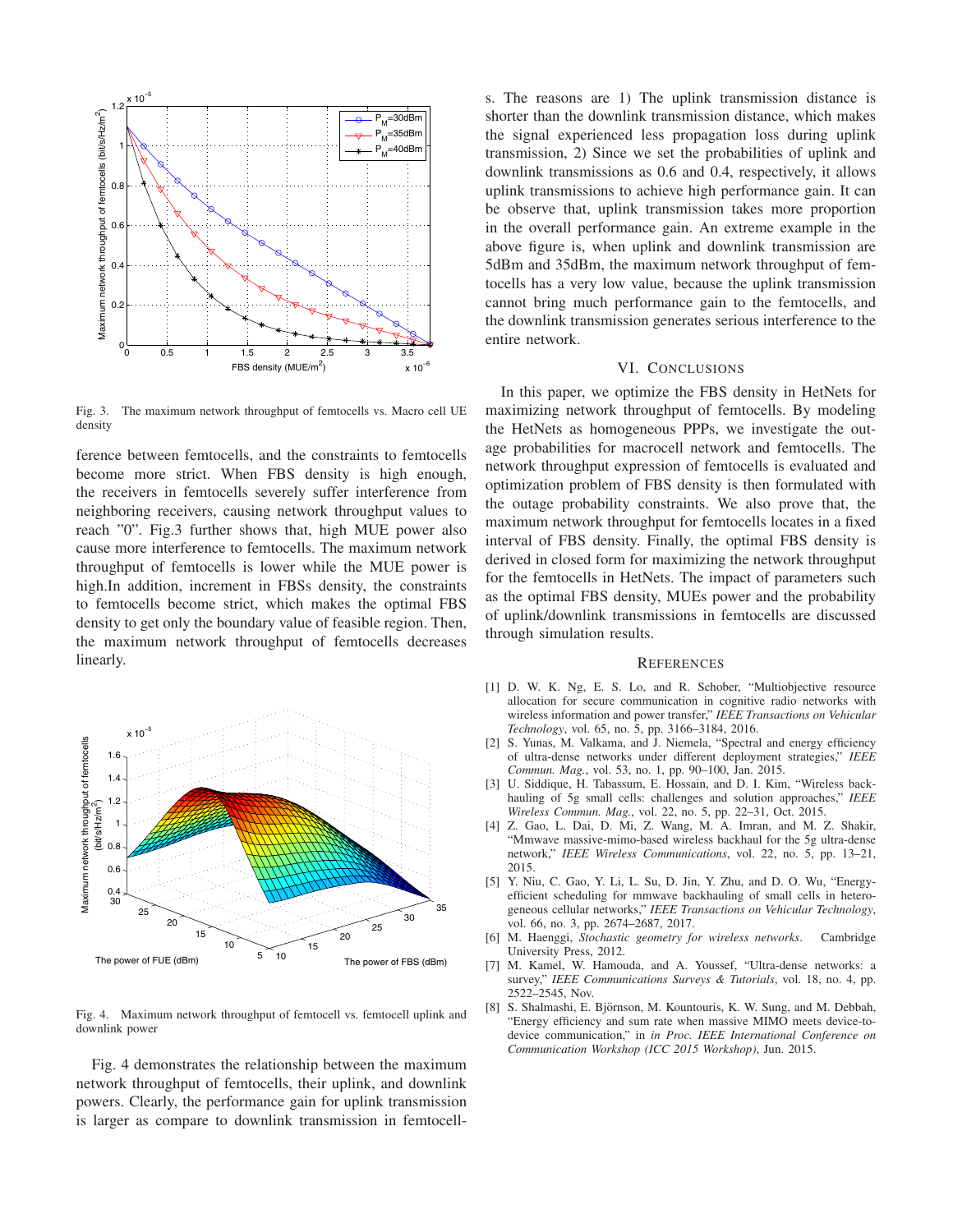x 10^-5

1.2

1

0.8

0.6

0.4

0.2

0

Maximum network throughput of femtocells (bit/s/Hz/m^2)

0 0.5 1 1.5 2 2.5 3 3.5

x 10^-6

FBS density (MUE/m^2)

$P_M$=30dBm
$P_M$=35dBm
$P_M$=40dBm

Fig. 3. The maximum network throughput of femtocells vs. Macro cell UE density

ference between femtocells, and the constraints to femtocells become more strict. When FBS density is high enough, the receivers in femtocells severely suffer interference from neighboring receivers, causing network throughput values to reach "0". Fig.3 further shows that, high MUE power also cause more interference to femtocells. The maximum network throughput of femtocells is lower while the MUE power is high.In addition, increment in FBSs density, the constraints to femtocells become strict, which makes the optimal FBS density to get only the boundary value of feasible region. Then, the maximum network throughput of femtocells decreases linearly.

x 10^-5

1.6
1.4
1.2
1
0.8
0.6
0.4

Maximum network throughput of femtocells (bit/s/Hz/m^2)

30 25 20 15 10 5

The power of FUE (dBm)

10 15 20 25 30 35

The power of FBS (dBm)

Fig. 4. Maximum network throughput of femtocell vs. femtocell uplink and downlink power

Fig. 4 demonstrates the relationship between the maximum network throughput of femtocells, their uplink, and downlink powers. Clearly, the performance gain for uplink transmission is larger as compare to downlink transmission in femtocells. The reasons are 1) The uplink transmission distance is shorter than the downlink transmission distance, which makes the signal experienced less propagation loss during uplink transmission, 2) Since we set the probabilities of uplink and downlink transmissions as 0.6 and 0.4, respectively, it allows uplink transmissions to achieve high performance gain. It can be observe that, uplink transmission takes more proportion in the overall performance gain. An extreme example in the above figure is, when uplink and downlink transmission are 5dBm and 35dBm, the maximum network throughput of femtocells has a very low value, because the uplink transmission cannot bring much performance gain to the femtocells, and the downlink transmission generates serious interference to the entire network.

## VI. Conclusions

In this paper, we optimize the FBS density in HetNets for maximizing network throughput of femtocells. By modeling the HetNets as homogeneous PPPs, we investigate the outage probabilities for macrocell network and femtocells. The network throughput expression of femtocells is evaluated and optimization problem of FBS density is then formulated with the outage probability constraints. We also prove that, the maximum network throughput for femtocells locates in a fixed interval of FBS density. Finally, the optimal FBS density is derived in closed form for maximizing the network throughput for the femtocells in HetNets. The impact of parameters such as the optimal FBS density, MUEs power and the probability of uplink/downlink transmissions in femtocells are discussed through simulation results.

## References

[1] D. W. K. Ng, E. S. Lo, and R. Schober, "Multiobjective resource allocation for secure communication in cognitive radio networks with wireless information and power transfer," *IEEE Transactions on Vehicular Technology*, vol. 65, no. 5, pp. 3166–3184, 2016.

[2] S. Yunas, M. Valkama, and J. Niemela, "Spectral and energy efficiency of ultra-dense networks under different deployment strategies," *IEEE Commun. Mag.*, vol. 53, no. 1, pp. 90–100, Jan. 2015.

[3] U. Siddique, H. Tabassum, E. Hossain, and D. I. Kim, "Wireless backhauling of 5g small cells: challenges and solution approaches," *IEEE Wireless Commun. Mag.*, vol. 22, no. 5, pp. 22–31, Oct. 2015.

[4] Z. Gao, L. Dai, D. Mi, Z. Wang, M. A. Imran, and M. Z. Shakir, "Mmwave massive-mimo-based wireless backhaul for the 5g ultra-dense network," *IEEE Wireless Communications*, vol. 22, no. 5, pp. 13–21, 2015.

[5] Y. Niu, C. Gao, Y. Li, L. Su, D. Jin, Y. Zhu, and D. O. Wu, "Energy-efficient scheduling for mmwave backhauling of small cells in heterogeneous cellular networks," *IEEE Transactions on Vehicular Technology*, vol. 66, no. 3, pp. 2674–2687, 2017.

[6] M. Haenggi, *Stochastic geometry for wireless networks*. Cambridge University Press, 2012.

[7] M. Kamel, W. Hamouda, and A. Youssef, "Ultra-dense networks: a survey," *IEEE Communications Surveys & Tutorials*, vol. 18, no. 4, pp. 2522–2545, Nov.

[8] S. Shalmashi, E. Björnson, M. Kountouris, K. W. Sung, and M. Debbah, "Energy efficiency and sum rate when massive MIMO meets device-to-device communication," in *in Proc. IEEE International Conference on Communication Workshop (ICC 2015 Workshop)*, Jun. 2015.